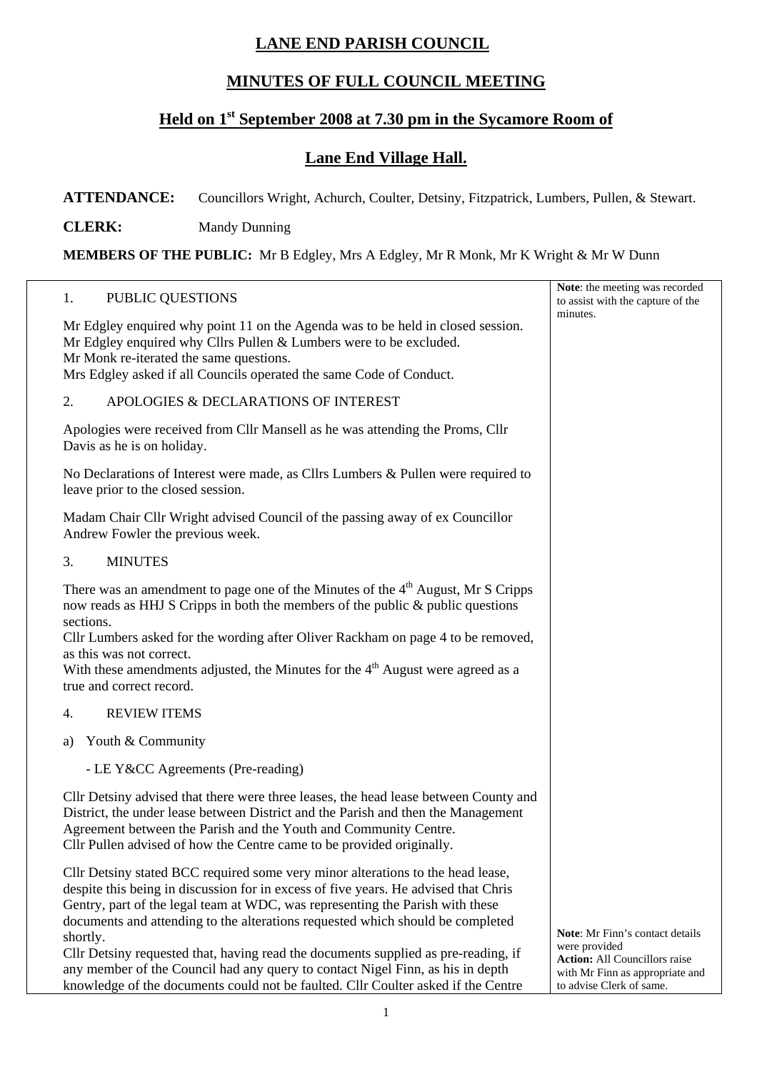# LANE END PARISH COUNCIL

## MINUTES OF FULL COUNCIL MEETING

## Held on 1st September 2008 at 7.30 pm in the Sycamore Room of

## Lane End Village Hall.

**ATTENDANCE:** Councillors Wright, Achurch, Coulter, Detsiny, Fitzpatrick, Lumbers, Pullen, & Stewart.

**CLERK:** Mandy Dunning

**MEMBERS OF THE PUBLIC:** Mr B Edgley, Mrs A Edgley, Mr R Monk, Mr K Wright & Mr W Dunn

**Note**: the meeting was recorded to assist with the capture of the minutes.

1. PUBLIC QUESTIONS

Mr Edgley enquired why point 11 on the Agenda was to be held in closed session.
Mr Edgley enquired why Cllrs Pullen & Lumbers were to be excluded.
Mr Monk re-iterated the same questions.
Mrs Edgley asked if all Councils operated the same Code of Conduct.

2. APOLOGIES & DECLARATIONS OF INTEREST

Apologies were received from Cllr Mansell as he was attending the Proms, Cllr Davis as he is on holiday.

No Declarations of Interest were made, as Cllrs Lumbers & Pullen were required to leave prior to the closed session.

Madam Chair Cllr Wright advised Council of the passing away of ex Councillor Andrew Fowler the previous week.

3. MINUTES

There was an amendment to page one of the Minutes of the 4th August, Mr S Cripps now reads as HHJ S Cripps in both the members of the public & public questions sections.
Cllr Lumbers asked for the wording after Oliver Rackham on page 4 to be removed, as this was not correct.
With these amendments adjusted, the Minutes for the 4th August were agreed as a true and correct record.

4. REVIEW ITEMS

a) Youth & Community

- LE Y&CC Agreements (Pre-reading)

Cllr Detsiny advised that there were three leases, the head lease between County and District, the under lease between District and the Parish and then the Management Agreement between the Parish and the Youth and Community Centre.
Cllr Pullen advised of how the Centre came to be provided originally.

Cllr Detsiny stated BCC required some very minor alterations to the head lease, despite this being in discussion for in excess of five years. He advised that Chris Gentry, part of the legal team at WDC, was representing the Parish with these documents and attending to the alterations requested which should be completed shortly.
Cllr Detsiny requested that, having read the documents supplied as pre-reading, if any member of the Council had any query to contact Nigel Finn, as his in depth knowledge of the documents could not be faulted. Cllr Coulter asked if the Centre

**Note**: Mr Finn's contact details were provided
**Action:** All Councillors raise with Mr Finn as appropriate and to advise Clerk of same.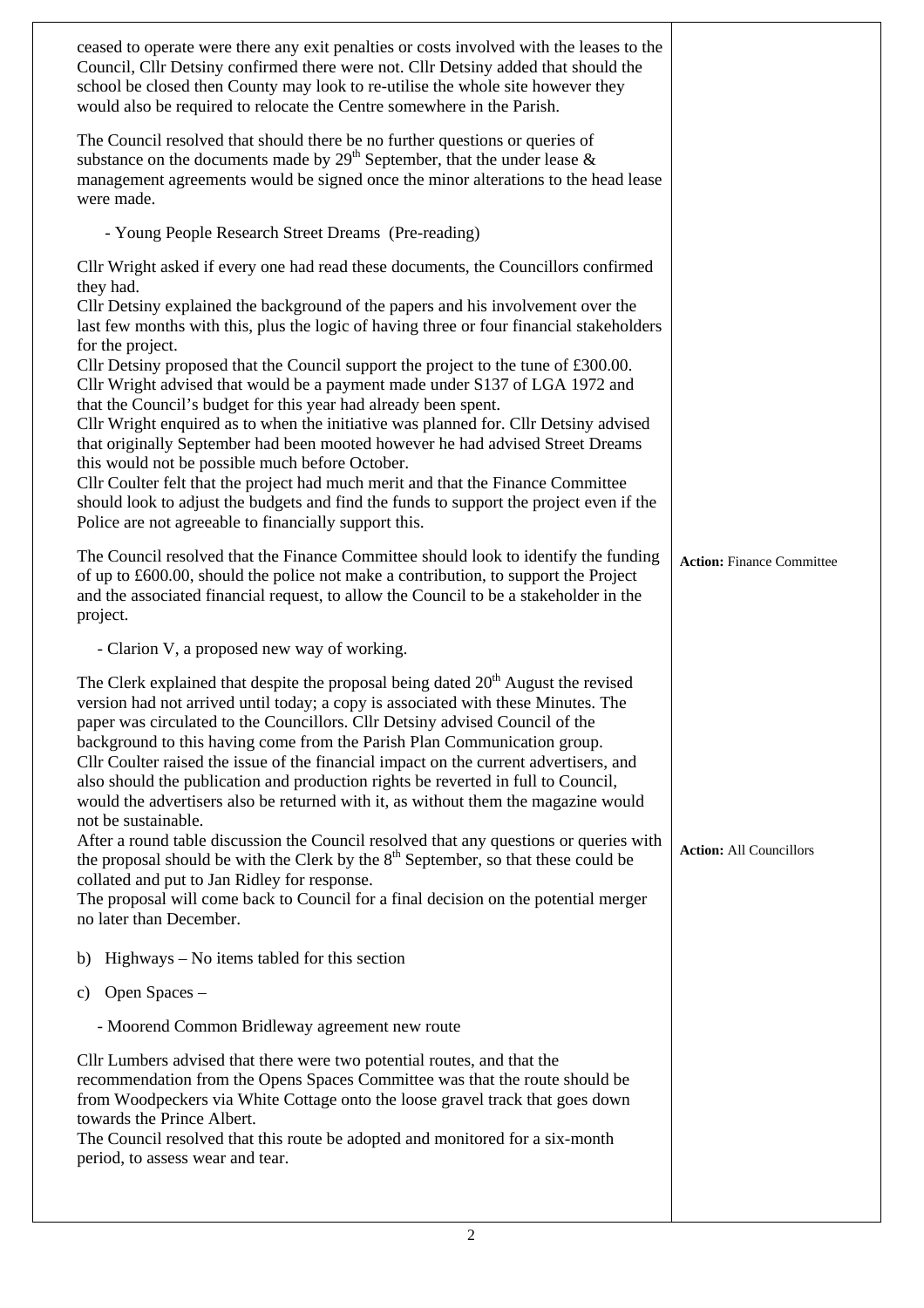| | |
|---|---|
| ceased to operate were there any exit penalties or costs involved with the leases to the Council, Cllr Detsiny confirmed there were not. Cllr Detsiny added that should the school be closed then County may look to re-utilise the whole site however they would also be required to relocate the Centre somewhere in the Parish.<br><br>The Council resolved that should there be no further questions or queries of substance on the documents made by 29th September, that the under lease & management agreements would be signed once the minor alterations to the head lease were made.<br><br>- Young People Research Street Dreams (Pre-reading)<br><br>Cllr Wright asked if every one had read these documents, the Councillors confirmed they had.<br>Cllr Detsiny explained the background of the papers and his involvement over the last few months with this, plus the logic of having three or four financial stakeholders for the project.<br>Cllr Detsiny proposed that the Council support the project to the tune of £300.00.<br>Cllr Wright advised that would be a payment made under S137 of LGA 1972 and that the Council's budget for this year had already been spent.<br>Cllr Wright enquired as to when the initiative was planned for. Cllr Detsiny advised that originally September had been mooted however he had advised Street Dreams this would not be possible much before October.<br>Cllr Coulter felt that the project had much merit and that the Finance Committee should look to adjust the budgets and find the funds to support the project even if the Police are not agreeable to financially support this. | |
| The Council resolved that the Finance Committee should look to identify the funding of up to £600.00, should the police not make a contribution, to support the Project and the associated financial request, to allow the Council to be a stakeholder in the project. | **Action:** Finance Committee |
| - Clarion V, a proposed new way of working.<br><br>The Clerk explained that despite the proposal being dated 20th August the revised version had not arrived until today; a copy is associated with these Minutes. The paper was circulated to the Councillors. Cllr Detsiny advised Council of the background to this having come from the Parish Plan Communication group.<br>Cllr Coulter raised the issue of the financial impact on the current advertisers, and also should the publication and production rights be reverted in full to Council, would the advertisers also be returned with it, as without them the magazine would not be sustainable. | |
| After a round table discussion the Council resolved that any questions or queries with the proposal should be with the Clerk by the 8th September, so that these could be collated and put to Jan Ridley for response.<br>The proposal will come back to Council for a final decision on the potential merger no later than December. | **Action:** All Councillors |
| b) Highways – No items tabled for this section<br><br>c) Open Spaces –<br><br>- Moorend Common Bridleway agreement new route<br><br>Cllr Lumbers advised that there were two potential routes, and that the recommendation from the Opens Spaces Committee was that the route should be from Woodpeckers via White Cottage onto the loose gravel track that goes down towards the Prince Albert.<br>The Council resolved that this route be adopted and monitored for a six-month period, to assess wear and tear. | |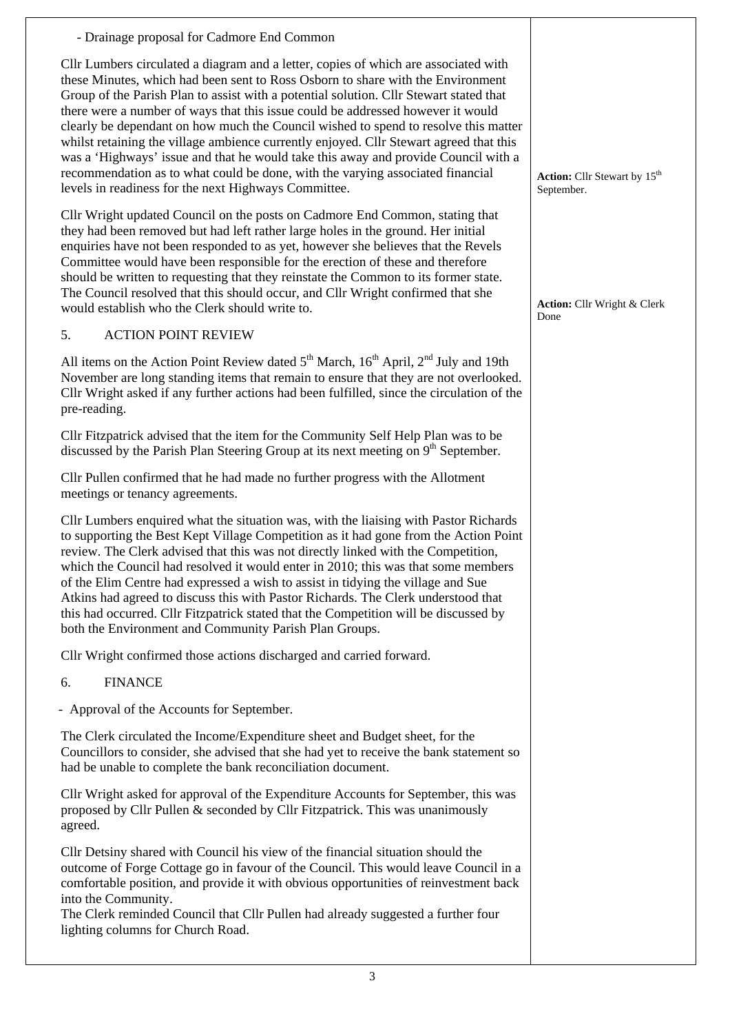- Drainage proposal for Cadmore End Common

Cllr Lumbers circulated a diagram and a letter, copies of which are associated with these Minutes, which had been sent to Ross Osborn to share with the Environment Group of the Parish Plan to assist with a potential solution. Cllr Stewart stated that there were a number of ways that this issue could be addressed however it would clearly be dependant on how much the Council wished to spend to resolve this matter whilst retaining the village ambience currently enjoyed. Cllr Stewart agreed that this was a 'Highways' issue and that he would take this away and provide Council with a recommendation as to what could be done, with the varying associated financial levels in readiness for the next Highways Committee.

**Action:** Cllr Stewart by 15th September.

Cllr Wright updated Council on the posts on Cadmore End Common, stating that they had been removed but had left rather large holes in the ground. Her initial enquiries have not been responded to as yet, however she believes that the Revels Committee would have been responsible for the erection of these and therefore should be written to requesting that they reinstate the Common to its former state. The Council resolved that this should occur, and Cllr Wright confirmed that she would establish who the Clerk should write to.

**Action:** Cllr Wright & Clerk Done

5. ACTION POINT REVIEW

All items on the Action Point Review dated 5th March, 16th April, 2nd July and 19th November are long standing items that remain to ensure that they are not overlooked. Cllr Wright asked if any further actions had been fulfilled, since the circulation of the pre-reading.

Cllr Fitzpatrick advised that the item for the Community Self Help Plan was to be discussed by the Parish Plan Steering Group at its next meeting on 9th September.

Cllr Pullen confirmed that he had made no further progress with the Allotment meetings or tenancy agreements.

Cllr Lumbers enquired what the situation was, with the liaising with Pastor Richards to supporting the Best Kept Village Competition as it had gone from the Action Point review. The Clerk advised that this was not directly linked with the Competition, which the Council had resolved it would enter in 2010; this was that some members of the Elim Centre had expressed a wish to assist in tidying the village and Sue Atkins had agreed to discuss this with Pastor Richards. The Clerk understood that this had occurred. Cllr Fitzpatrick stated that the Competition will be discussed by both the Environment and Community Parish Plan Groups.

Cllr Wright confirmed those actions discharged and carried forward.

6. FINANCE

- Approval of the Accounts for September.

The Clerk circulated the Income/Expenditure sheet and Budget sheet, for the Councillors to consider, she advised that she had yet to receive the bank statement so had be unable to complete the bank reconciliation document.

Cllr Wright asked for approval of the Expenditure Accounts for September, this was proposed by Cllr Pullen & seconded by Cllr Fitzpatrick. This was unanimously agreed.

Cllr Detsiny shared with Council his view of the financial situation should the outcome of Forge Cottage go in favour of the Council. This would leave Council in a comfortable position, and provide it with obvious opportunities of reinvestment back into the Community.
The Clerk reminded Council that Cllr Pullen had already suggested a further four lighting columns for Church Road.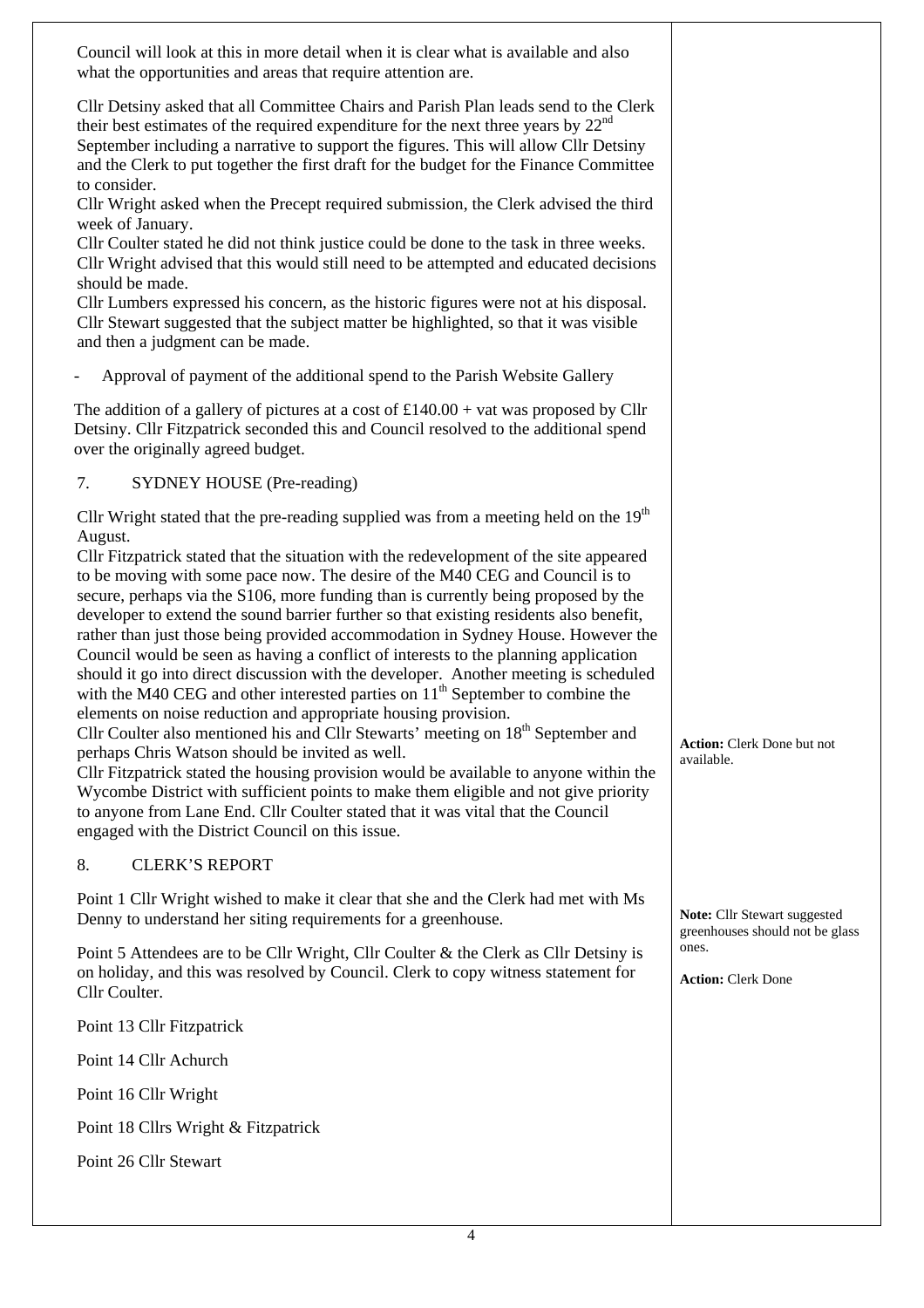Council will look at this in more detail when it is clear what is available and also what the opportunities and areas that require attention are.

Cllr Detsiny asked that all Committee Chairs and Parish Plan leads send to the Clerk their best estimates of the required expenditure for the next three years by 22nd September including a narrative to support the figures. This will allow Cllr Detsiny and the Clerk to put together the first draft for the budget for the Finance Committee to consider.
Cllr Wright asked when the Precept required submission, the Clerk advised the third week of January.
Cllr Coulter stated he did not think justice could be done to the task in three weeks.
Cllr Wright advised that this would still need to be attempted and educated decisions should be made.
Cllr Lumbers expressed his concern, as the historic figures were not at his disposal.
Cllr Stewart suggested that the subject matter be highlighted, so that it was visible and then a judgment can be made.

- Approval of payment of the additional spend to the Parish Website Gallery

The addition of a gallery of pictures at a cost of £140.00 + vat was proposed by Cllr Detsiny. Cllr Fitzpatrick seconded this and Council resolved to the additional spend over the originally agreed budget.

## 7. SYDNEY HOUSE (Pre-reading)

Cllr Wright stated that the pre-reading supplied was from a meeting held on the 19th August.
Cllr Fitzpatrick stated that the situation with the redevelopment of the site appeared to be moving with some pace now. The desire of the M40 CEG and Council is to secure, perhaps via the S106, more funding than is currently being proposed by the developer to extend the sound barrier further so that existing residents also benefit, rather than just those being provided accommodation in Sydney House. However the Council would be seen as having a conflict of interests to the planning application should it go into direct discussion with the developer. Another meeting is scheduled with the M40 CEG and other interested parties on 11th September to combine the elements on noise reduction and appropriate housing provision.
Cllr Coulter also mentioned his and Cllr Stewarts' meeting on 18th September and perhaps Chris Watson should be invited as well.

**Action:** Clerk Done but not available.

Cllr Fitzpatrick stated the housing provision would be available to anyone within the Wycombe District with sufficient points to make them eligible and not give priority to anyone from Lane End. Cllr Coulter stated that it was vital that the Council engaged with the District Council on this issue.

## 8. CLERK'S REPORT

Point 1 Cllr Wright wished to make it clear that she and the Clerk had met with Ms Denny to understand her siting requirements for a greenhouse.

**Note:** Cllr Stewart suggested greenhouses should not be glass ones.

Point 5 Attendees are to be Cllr Wright, Cllr Coulter & the Clerk as Cllr Detsiny is on holiday, and this was resolved by Council. Clerk to copy witness statement for Cllr Coulter.

**Action:** Clerk Done

Point 13 Cllr Fitzpatrick

Point 14 Cllr Achurch

Point 16 Cllr Wright

Point 18 Cllrs Wright & Fitzpatrick

Point 26 Cllr Stewart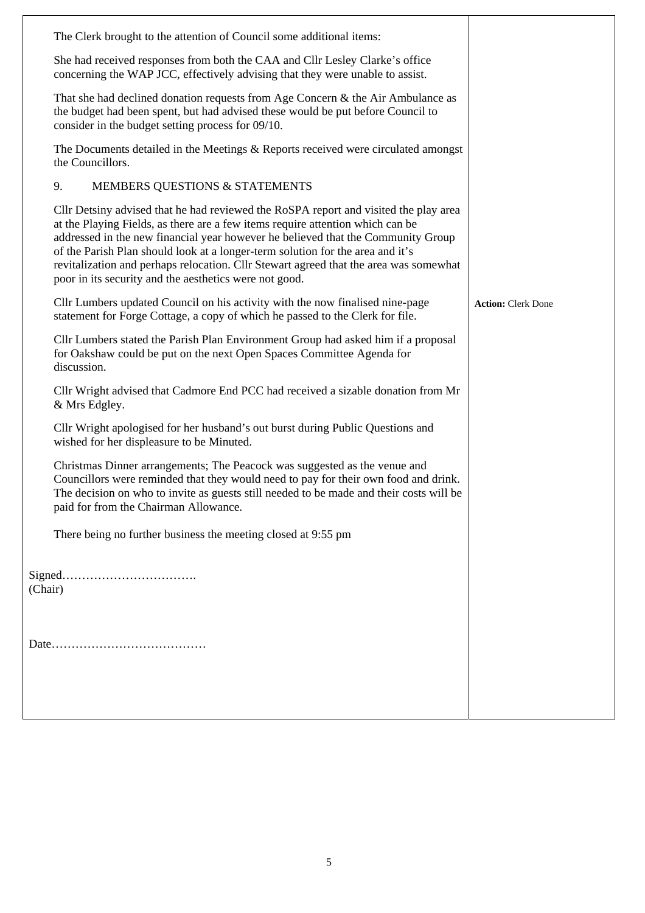| | |
|---|---|
| The Clerk brought to the attention of Council some additional items: | |
| She had received responses from both the CAA and Cllr Lesley Clarke's office concerning the WAP JCC, effectively advising that they were unable to assist. | |
| That she had declined donation requests from Age Concern & the Air Ambulance as the budget had been spent, but had advised these would be put before Council to consider in the budget setting process for 09/10. | |
| The Documents detailed in the Meetings & Reports received were circulated amongst the Councillors. | |
| 9. MEMBERS QUESTIONS & STATEMENTS | |
| Cllr Detsiny advised that he had reviewed the RoSPA report and visited the play area at the Playing Fields, as there are a few items require attention which can be addressed in the new financial year however he believed that the Community Group of the Parish Plan should look at a longer-term solution for the area and it's revitalization and perhaps relocation. Cllr Stewart agreed that the area was somewhat poor in its security and the aesthetics were not good. | |
| Cllr Lumbers updated Council on his activity with the now finalised nine-page statement for Forge Cottage, a copy of which he passed to the Clerk for file. | **Action:** Clerk Done |
| Cllr Lumbers stated the Parish Plan Environment Group had asked him if a proposal for Oakshaw could be put on the next Open Spaces Committee Agenda for discussion. | |
| Cllr Wright advised that Cadmore End PCC had received a sizable donation from Mr & Mrs Edgley. | |
| Cllr Wright apologised for her husband's out burst during Public Questions and wished for her displeasure to be Minuted. | |
| Christmas Dinner arrangements; The Peacock was suggested as the venue and Councillors were reminded that they would need to pay for their own food and drink. The decision on who to invite as guests still needed to be made and their costs will be paid for from the Chairman Allowance. | |
| There being no further business the meeting closed at 9:55 pm | |
| Signed……………………………. (Chair) | |
| Date………………………………… | |